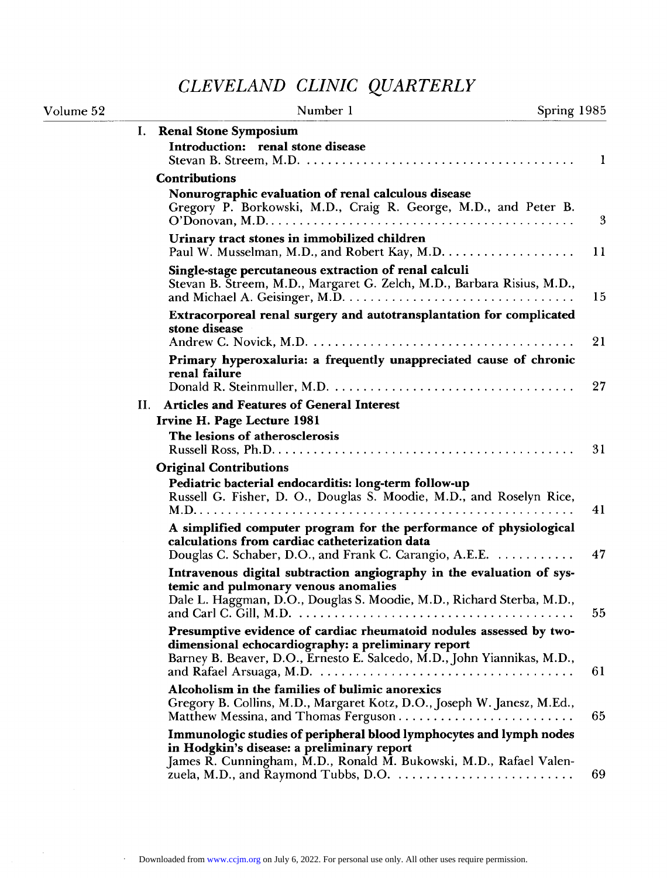# CLEVELAND CLINIC QUARTERLY

Volume 52 | Number 1 | Spring 1985

## I. Renal Stone Symposium

**Introduction: renal stone disease**
Stevan B. Streem, M.D. .......... 1

### Contributions

**Nonurographic evaluation of renal calculous disease**
Gregory P. Borkowski, M.D., Craig R. George, M.D., and Peter B. O'Donovan, M.D. .......... 3

**Urinary tract stones in immobilized children**
Paul W. Musselman, M.D., and Robert Kay, M.D. .......... 11

**Single-stage percutaneous extraction of renal calculi**
Stevan B. Streem, M.D., Margaret G. Zelch, M.D., Barbara Risius, M.D., and Michael A. Geisinger, M.D. .......... 15

**Extracorporeal renal surgery and autotransplantation for complicated stone disease**
Andrew C. Novick, M.D. .......... 21

**Primary hyperoxaluria: a frequently unappreciated cause of chronic renal failure**
Donald R. Steinmuller, M.D. .......... 27

## II. Articles and Features of General Interest

### Irvine H. Page Lecture 1981

**The lesions of atherosclerosis**
Russell Ross, Ph.D. .......... 31

### Original Contributions

**Pediatric bacterial endocarditis: long-term follow-up**
Russell G. Fisher, D. O., Douglas S. Moodie, M.D., and Roselyn Rice, M.D. .......... 41

**A simplified computer program for the performance of physiological calculations from cardiac catheterization data**
Douglas C. Schaber, D.O., and Frank C. Carangio, A.E.E. .......... 47

**Intravenous digital subtraction angiography in the evaluation of systemic and pulmonary venous anomalies**
Dale L. Haggman, D.O., Douglas S. Moodie, M.D., Richard Sterba, M.D., and Carl C. Gill, M.D. .......... 55

**Presumptive evidence of cardiac rheumatoid nodules assessed by two-dimensional echocardiography: a preliminary report**
Barney B. Beaver, D.O., Ernesto E. Salcedo, M.D., John Yiannikas, M.D., and Rafael Arsuaga, M.D. .......... 61

**Alcoholism in the families of bulimic anorexics**
Gregory B. Collins, M.D., Margaret Kotz, D.O., Joseph W. Janesz, M.Ed., Matthew Messina, and Thomas Ferguson .......... 65

**Immunologic studies of peripheral blood lymphocytes and lymph nodes in Hodgkin's disease: a preliminary report**
James R. Cunningham, M.D., Ronald M. Bukowski, M.D., Rafael Valenzuela, M.D., and Raymond Tubbs, D.O. .......... 69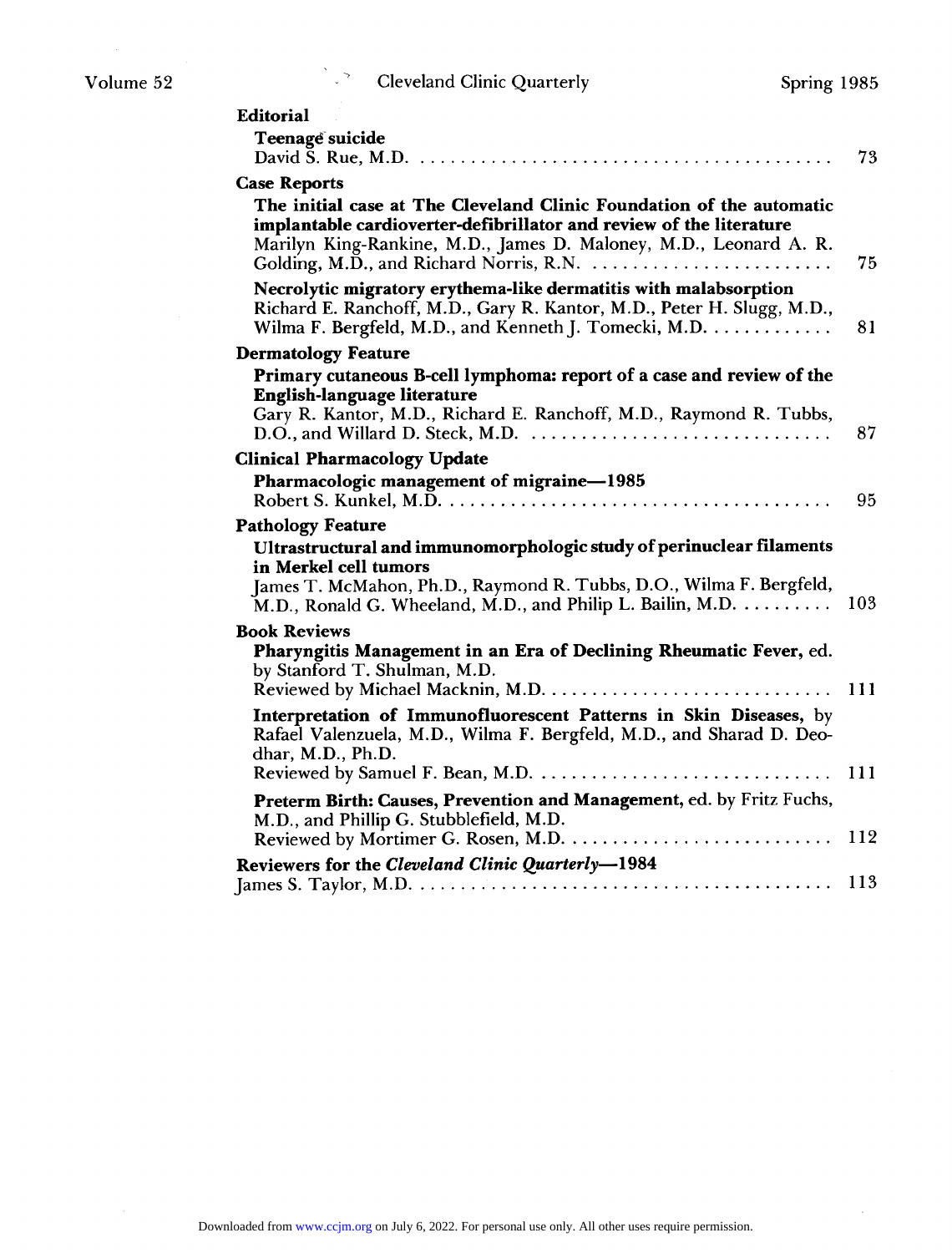## Editorial

**Teenage suicide**
David S. Rue, M.D. . . . . . . . . . . . . . . . . . . . . . . . . . . . . . . . . . . . . . . . . 73

## Case Reports

**The initial case at The Cleveland Clinic Foundation of the automatic implantable cardioverter-defibrillator and review of the literature**
Marilyn King-Rankine, M.D., James D. Maloney, M.D., Leonard A. R. Golding, M.D., and Richard Norris, R.N. . . . . . . . . . . . . . . . . . . . . . . . 75

**Necrolytic migratory erythema-like dermatitis with malabsorption**
Richard E. Ranchoff, M.D., Gary R. Kantor, M.D., Peter H. Slugg, M.D., Wilma F. Bergfeld, M.D., and Kenneth J. Tomecki, M.D. . . . . . . . . . . . . 81

## Dermatology Feature

**Primary cutaneous B-cell lymphoma: report of a case and review of the English-language literature**
Gary R. Kantor, M.D., Richard E. Ranchoff, M.D., Raymond R. Tubbs, D.O., and Willard D. Steck, M.D. . . . . . . . . . . . . . . . . . . . . . . . . . . . . 87

## Clinical Pharmacology Update

**Pharmacologic management of migraine—1985**
Robert S. Kunkel, M.D. . . . . . . . . . . . . . . . . . . . . . . . . . . . . . . . . . . . . . 95

## Pathology Feature

**Ultrastructural and immunomorphologic study of perinuclear filaments in Merkel cell tumors**
James T. McMahon, Ph.D., Raymond R. Tubbs, D.O., Wilma F. Bergfeld, M.D., Ronald G. Wheeland, M.D., and Philip L. Bailin, M.D. . . . . . . . . . 103

## Book Reviews

**Pharyngitis Management in an Era of Declining Rheumatic Fever,** ed. by Stanford T. Shulman, M.D.
Reviewed by Michael Macknin, M.D. . . . . . . . . . . . . . . . . . . . . . . . . . . . 111

**Interpretation of Immunofluorescent Patterns in Skin Diseases,** by Rafael Valenzuela, M.D., Wilma F. Bergfeld, M.D., and Sharad D. Deodhar, M.D., Ph.D.
Reviewed by Samuel F. Bean, M.D. . . . . . . . . . . . . . . . . . . . . . . . . . . . . 111

**Preterm Birth: Causes, Prevention and Management,** ed. by Fritz Fuchs, M.D., and Phillip G. Stubblefield, M.D.
Reviewed by Mortimer G. Rosen, M.D. . . . . . . . . . . . . . . . . . . . . . . . . . . 112

## Reviewers for the *Cleveland Clinic Quarterly*—1984

James S. Taylor, M.D. . . . . . . . . . . . . . . . . . . . . . . . . . . . . . . . . . . . . . . . . 113